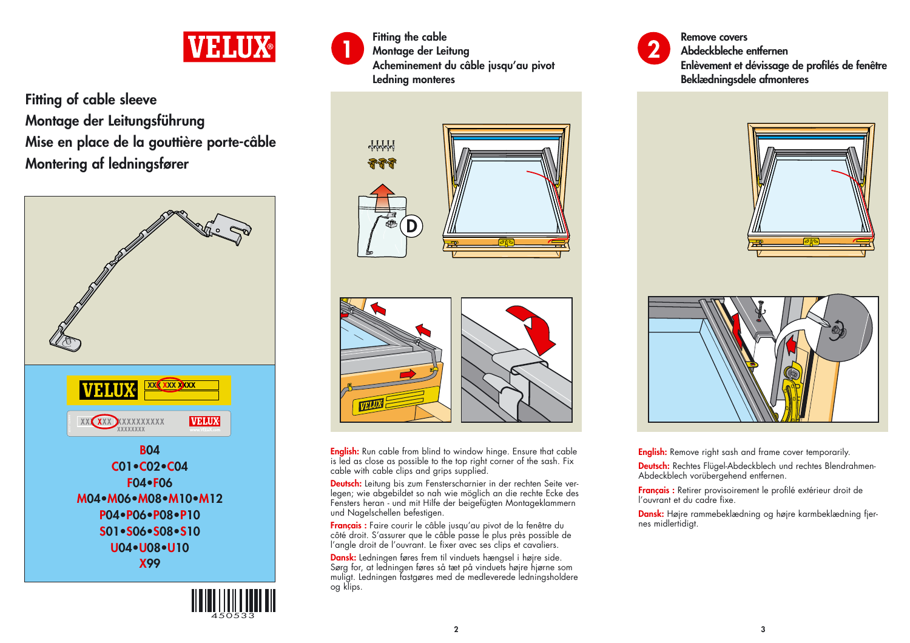VELUX

# Fitting of cable sleeve
# Montage der Leitungsführung
# Mise en place de la gouttière porte-câble
# Montering af ledningsfører

B04
C01•C02•C04
F04•F06
M04•M06•M08•M10•M12
P04•P06•P08•P10
S01•S06•S08•S10
U04•U08•U10
X99

450533

## 1 Fitting the cable
## Montage der Leitung
## Acheminement du câble jusqu'au pivot
## Ledning monteres

**English:** Run cable from blind to window hinge. Ensure that cable is led as close as possible to the top right corner of the sash. Fix cable with cable clips and grips supplied.

**Deutsch:** Leitung bis zum Fensterscharnier in der rechten Seite verlegen; wie abgebildet so nah wie möglich an die rechte Ecke des Fensters heran - und mit Hilfe der beigefügten Montageklammern und Nagelschellen befestigen.

**Français :** Faire courir le câble jusqu'au pivot de la fenêtre du côté droit. S'assurer que le câble passe le plus près possible de l'angle droit de l'ouvrant. Le fixer avec ses clips et cavaliers.

**Dansk:** Ledningen føres frem til vinduets hængsel i højre side. Sørg for, at ledningen føres så tæt på vinduets højre hjørne som muligt. Ledningen fastgøres med de medleverede ledningsholdere og klips.

## 2 Remove covers
## Abdeckbleche entfernen
## Enlèvement et dévissage de profilés de fenêtre
## Beklædningsdele afmonteres

**English:** Remove right sash and frame cover temporarily.

**Deutsch:** Rechtes Flügel-Abdeckblech und rechtes Blendrahmen-Abdeckblech vorübergehend entfernen.

**Français :** Retirer provisoirement le profilé extérieur droit de l'ouvrant et du cadre fixe.

**Dansk:** Højre rammebeklædning og højre karmbeklædning fjernes midlertidigt.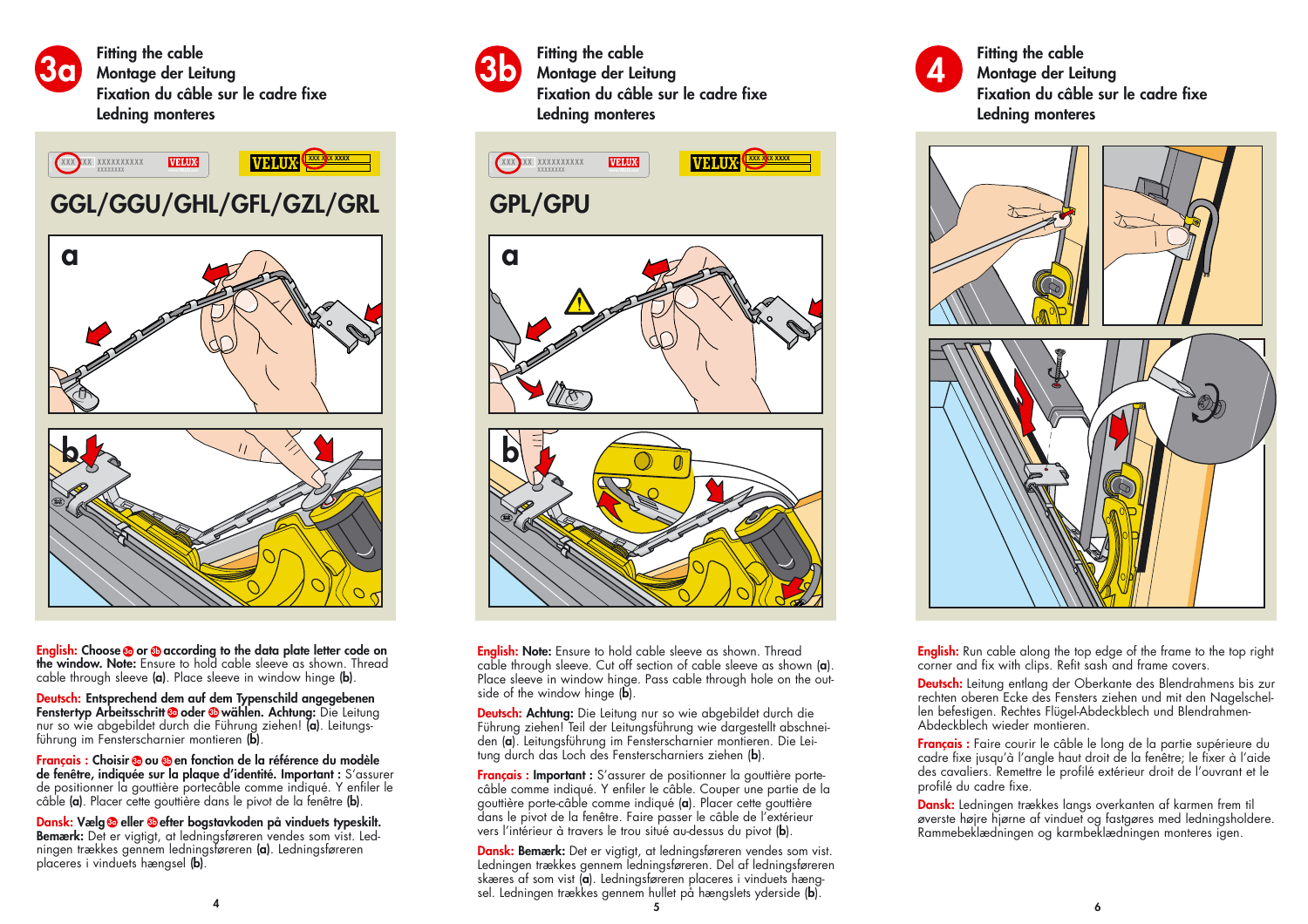## 3a Fitting the cable
Montage der Leitung
Fixation du câble sur le cadre fixe
Ledning monteres

### GGL/GGU/GHL/GFL/GZL/GRL

**English: Choose 3a or 3b according to the data plate letter code on the window. Note:** Ensure to hold cable sleeve as shown. Thread cable through sleeve **(a)**. Place sleeve in window hinge **(b)**.

**Deutsch: Entsprechend dem auf dem Typenschild angegebenen Fenstertyp Arbeitsschritt 3a oder 3b wählen. Achtung:** Die Leitung nur so wie abgebildet durch die Führung ziehen! **(a)**. Leitungsführung im Fensterscharnier montieren **(b)**.

**Français : Choisir 3a ou 3b en fonction de la référence du modèle de fenêtre, indiquée sur la plaque d'identité. Important :** S'assurer de positionner la gouttière portecâble comme indiqué. Y enfiler le câble **(a)**. Placer cette gouttière dans le pivot de la fenêtre **(b)**.

**Dansk: Vælg 3a eller 3b efter bogstavkoden på vinduets typeskilt. Bemærk:** Det er vigtigt, at ledningsføreren vendes som vist. Ledningen trækkes gennem ledningsføreren **(a)**. Ledningsføreren placeres i vinduets hængsel **(b)**.

## 3b Fitting the cable
Montage der Leitung
Fixation du câble sur le cadre fixe
Ledning monteres

### GPL/GPU

**English: Note:** Ensure to hold cable sleeve as shown. Thread cable through sleeve. Cut off section of cable sleeve as shown **(a)**. Place sleeve in window hinge. Pass cable through hole on the outside of the window hinge **(b)**.

**Deutsch: Achtung:** Die Leitung nur so wie abgebildet durch die Führung ziehen! Teil der Leitungsführung wie dargestellt abschneiden **(a)**. Leitungsführung im Fensterscharnier montieren. Die Leitung durch das Loch des Fensterscharniers ziehen **(b)**.

**Français : Important :** S'assurer de positionner la gouttière portecâble comme indiqué. Y enfiler le câble. Couper une partie de la gouttière porte-câble comme indiqué **(a)**. Placer cette gouttière dans le pivot de la fenêtre. Faire passer le câble de l'extérieur vers l'intérieur à travers le trou situé au-dessus du pivot **(b)**.

**Dansk: Bemærk:** Det er vigtigt, at ledningsføreren vendes som vist. Ledningen trækkes gennem ledningsføreren. Del af ledningsføreren skæres af som vist **(a)**. Ledningsføreren placeres i vinduets hængsel. Ledningen trækkes gennem hullet på hængslets yderside **(b)**.

## 4 Fitting the cable
Montage der Leitung
Fixation du câble sur le cadre fixe
Ledning monteres

**English:** Run cable along the top edge of the frame to the top right corner and fix with clips. Refit sash and frame covers.

**Deutsch:** Leitung entlang der Oberkante des Blendrahmens bis zur rechten oberen Ecke des Fensters ziehen und mit den Nagelschellen befestigen. Rechtes Flügel-Abdeckblech und Blendrahmen-Abdeckblech wieder montieren.

**Français :** Faire courir le câble le long de la partie supérieure du cadre fixe jusqu'à l'angle haut droit de la fenêtre; le fixer à l'aide des cavaliers. Remettre le profilé extérieur droit de l'ouvrant et le profilé du cadre fixe.

**Dansk:** Ledningen trækkes langs overkanten af karmen frem til øverste højre hjørne af vinduet og fastgøres med ledningsholdere. Rammebeklædningen og karmbeklædningen monteres igen.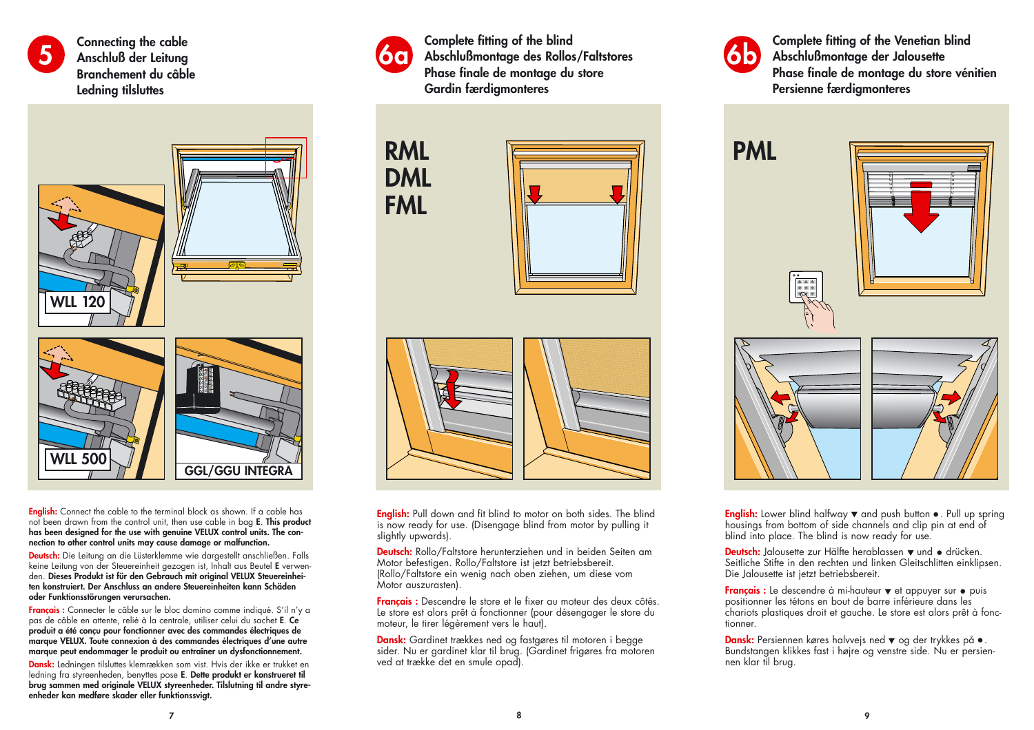## 5

**Connecting the cable**
**Anschluß der Leitung**
**Branchement du câble**
**Ledning tilsluttes**

WLL 120

WLL 500

GGL/GGU INTEGRA

**English:** Connect the cable to the terminal block as shown. If a cable has not been drawn from the control unit, then use cable in bag **E**. **This product has been designed for the use with genuine VELUX control units. The connection to other control units may cause damage or malfunction.**

**Deutsch:** Die Leitung an die Lüsterklemme wie dargestellt anschließen. Falls keine Leitung von der Steuereinheit gezogen ist, Inhalt aus Beutel **E** verwenden. **Dieses Produkt ist für den Gebrauch mit original VELUX Steuereinheiten konstruiert. Der Anschluss an andere Steuereinheiten kann Schäden oder Funktionsstörungen verursachen.**

**Français :** Connecter le câble sur le bloc domino comme indiqué. S'il n'y a pas de câble en attente, relié à la centrale, utiliser celui du sachet **E**. **Ce produit a été conçu pour fonctionner avec des commandes électriques de marque VELUX. Toute connexion à des commandes électriques d'une autre marque peut endommager le produit ou entraîner un dysfonctionnement.**

**Dansk:** Ledningen tilsluttes klemrækken som vist. Hvis der ikke er trukket en ledning fra styreenheden, benyttes pose **E**. **Dette produkt er konstrueret til brug sammen med originale VELUX styreenheder. Tilslutning til andre styreenheder kan medføre skader eller funktionssvigt.**

## 6a

**Complete fitting of the blind**
**Abschlußmontage des Rollos/Faltstores**
**Phase finale de montage du store**
**Gardin færdigmonteres**

RML
DML
FML

**English:** Pull down and fit blind to motor on both sides. The blind is now ready for use. (Disengage blind from motor by pulling it slightly upwards).

**Deutsch:** Rollo/Faltstore herunterziehen und in beiden Seiten am Motor befestigen. Rollo/Faltstore ist jetzt betriebsbereit. (Rollo/Faltstore ein wenig nach oben ziehen, um diese vom Motor auszurasten).

**Français :** Descendre le store et le fixer au moteur des deux côtés. Le store est alors prêt à fonctionner (pour désengager le store du moteur, le tirer légèrement vers le haut).

**Dansk:** Gardinet trækkes ned og fastgøres til motoren i begge sider. Nu er gardinet klar til brug. (Gardinet frigøres fra motoren ved at trække det en smule opad).

## 6b

**Complete fitting of the Venetian blind**
**Abschlußmontage der Jalousette**
**Phase finale de montage du store vénitien**
**Persienne færdigmonteres**

PML

**English:** Lower blind halfway ▼ and push button ●. Pull up spring housings from bottom of side channels and clip pin at end of blind into place. The blind is now ready for use.

**Deutsch:** Jalousette zur Hälfte herablassen ▼ und ● drücken. Seitliche Stifte in den rechten und linken Gleitschlitten einklipsen. Die Jalousette ist jetzt betriebsbereit.

**Français :** Le descendre à mi-hauteur ▼ et appuyer sur ● puis positionner les tétons en bout de barre inférieure dans les chariots plastiques droit et gauche. Le store est alors prêt à fonctionner.

**Dansk:** Persiennen køres halvvejs ned ▼ og der trykkes på ●. Bundstangen klikkes fast i højre og venstre side. Nu er persiennen klar til brug.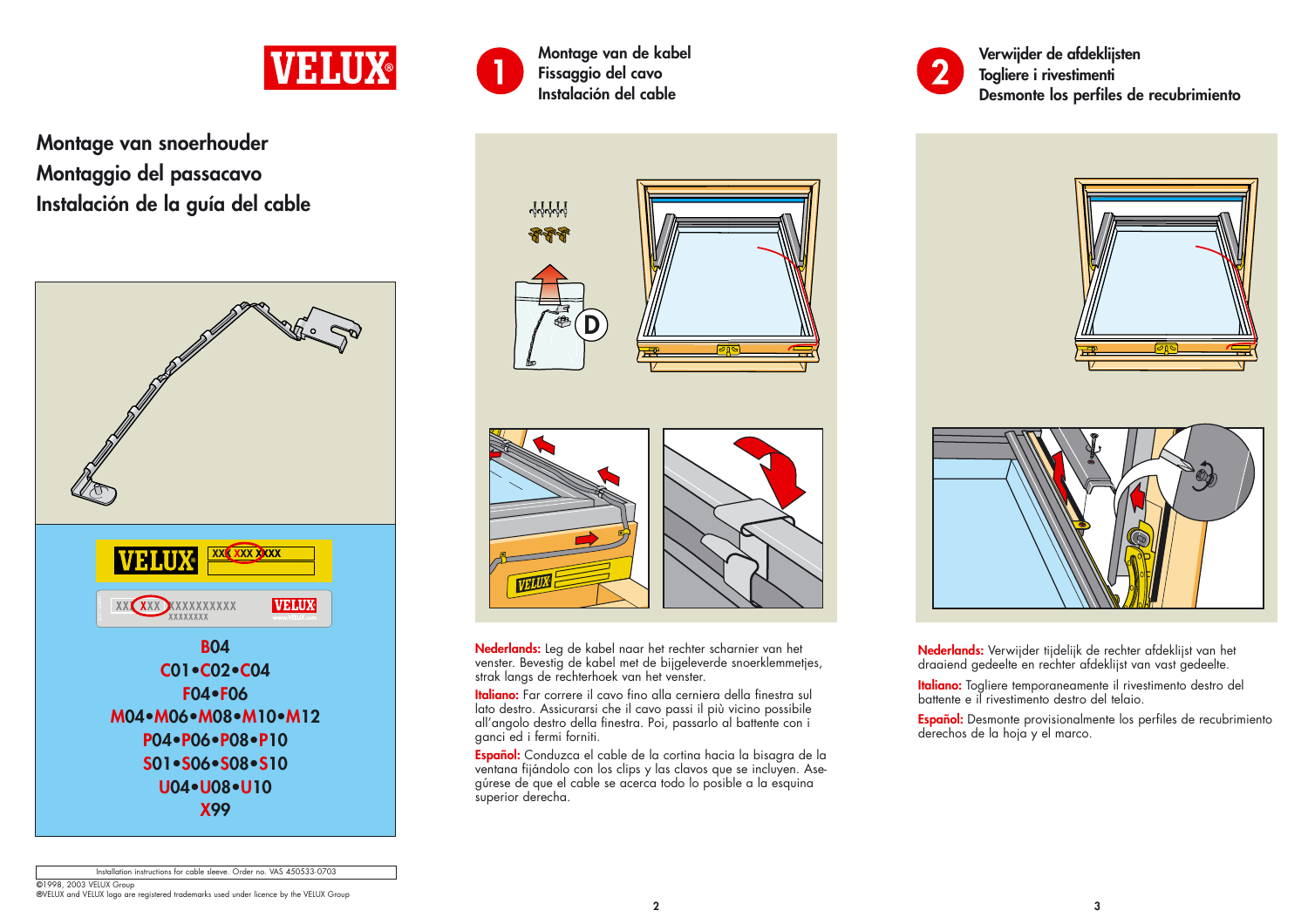VELUX

# Montage van snoerhouder
# Montaggio del passacavo
# Instalación de la guía del cable

B04
C01•C02•C04
F04•F06
M04•M06•M08•M10•M12
P04•P06•P08•P10
S01•S06•S08•S10
U04•U08•U10
X99

Installation instructions for cable sleeve. Order no. VAS 450533-0703

©1998, 2003 VELUX Group
®VELUX and VELUX logo are registered trademarks used under licence by the VELUX Group

## 1 Montage van de kabel / Fissaggio del cavo / Instalación del cable

**Nederlands:** Leg de kabel naar het rechter scharnier van het venster. Bevestig de kabel met de bijgeleverde snoerklemmetjes, strak langs de rechterhoek van het venster.

**Italiano:** Far correre il cavo fino alla cerniera della finestra sul lato destro. Assicurarsi che il cavo passi il più vicino possibile all'angolo destro della finestra. Poi, passarlo al battente con i ganci ed i fermi forniti.

**Español:** Conduzca el cable de la cortina hacia la bisagra de la ventana fijándolo con los clips y las clavos que se incluyen. Asegúrese de que el cable se acerca todo lo posible a la esquina superior derecha.

## 2 Verwijder de afdeklijsten / Togliere i rivestimenti / Desmonte los perfiles de recubrimiento

**Nederlands:** Verwijder tijdelijk de rechter afdeklijst van het draaiend gedeelte en rechter afdeklijst van vast gedeelte.

**Italiano:** Togliere temporaneamente il rivestimento destro del battente e il rivestimento destro del telaio.

**Español:** Desmonte provisionalmente los perfiles de recubrimiento derechos de la hoja y el marco.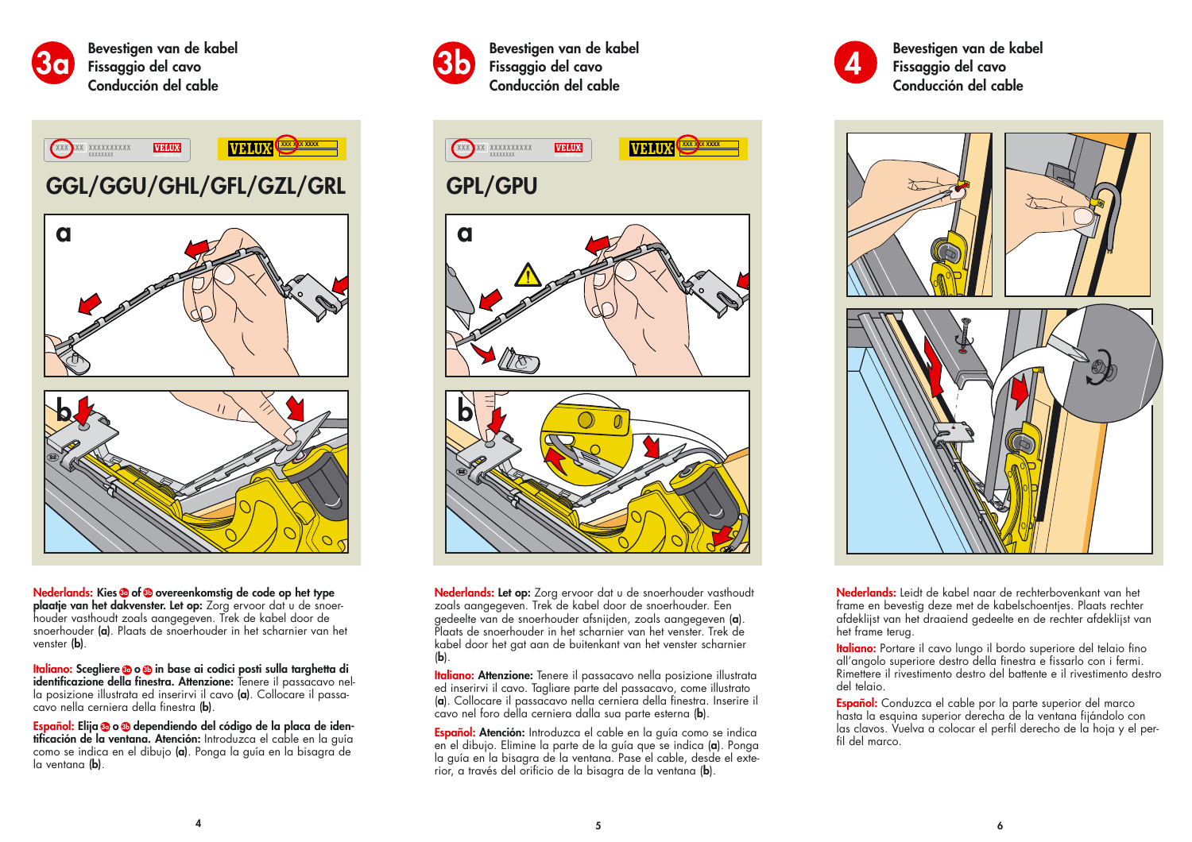## 3a

**Bevestigen van de kabel**
**Fissaggio del cavo**
**Conducción del cable**

### GGL/GGU/GHL/GFL/GZL/GRL

**Nederlands: Kies 3a of 3b overeenkomstig de code op het type plaatje van het dakvenster. Let op:** Zorg ervoor dat u de snoerhouder vasthoudt zoals aangegeven. Trek de kabel door de snoerhouder **(a)**. Plaats de snoerhouder in het scharnier van het venster **(b)**.

**Italiano: Scegliere 3a o 3b in base ai codici posti sulla targhetta di identificazione della finestra. Attenzione:** Tenere il passacavo nella posizione illustrata ed inserirvi il cavo **(a)**. Collocare il passacavo nella cerniera della finestra **(b)**.

**Español: Elija 3a o 3b dependiendo del código de la placa de identificación de la ventana. Atención:** Introduzca el cable en la guía como se indica en el dibujo **(a)**. Ponga la guía en la bisagra de la ventana **(b)**.

## 3b

**Bevestigen van de kabel**
**Fissaggio del cavo**
**Conducción del cable**

### GPL/GPU

**Nederlands: Let op:** Zorg ervoor dat u de snoerhouder vasthoudt zoals aangegeven. Trek de kabel door de snoerhouder. Een gedeelte van de snoerhouder afsnijden, zoals aangegeven **(a)**. Plaats de snoerhouder in het scharnier van het venster. Trek de kabel door het gat aan de buitenkant van het venster scharnier **(b)**.

**Italiano: Attenzione:** Tenere il passacavo nella posizione illustrata ed inserirvi il cavo. Tagliare parte del passacavo, come illustrato **(a)**. Collocare il passacavo nella cerniera della finestra. Inserire il cavo nel foro della cerniera dalla sua parte esterna **(b)**.

**Español: Atención:** Introduzca el cable en la guía como se indica en el dibujo. Elimine la parte de la guía que se indica **(a)**. Ponga la guía en la bisagra de la ventana. Pase el cable, desde el exterior, a través del orificio de la bisagra de la ventana **(b)**.

## 4

**Bevestigen van de kabel**
**Fissaggio del cavo**
**Conducción del cable**

**Nederlands:** Leidt de kabel naar de rechterbovenkant van het frame en bevestig deze met de kabelschoentjes. Plaats rechter afdeklijst van het draaiend gedeelte en de rechter afdeklijst van het frame terug.

**Italiano:** Portare il cavo lungo il bordo superiore del telaio fino all'angolo superiore destro della finestra e fissarlo con i fermi. Rimettere il rivestimento destro del battente e il rivestimento destro del telaio.

**Español:** Conduzca el cable por la parte superior del marco hasta la esquina superior derecha de la ventana fijándolo con las clavos. Vuelva a colocar el perfil derecho de la hoja y el perfil del marco.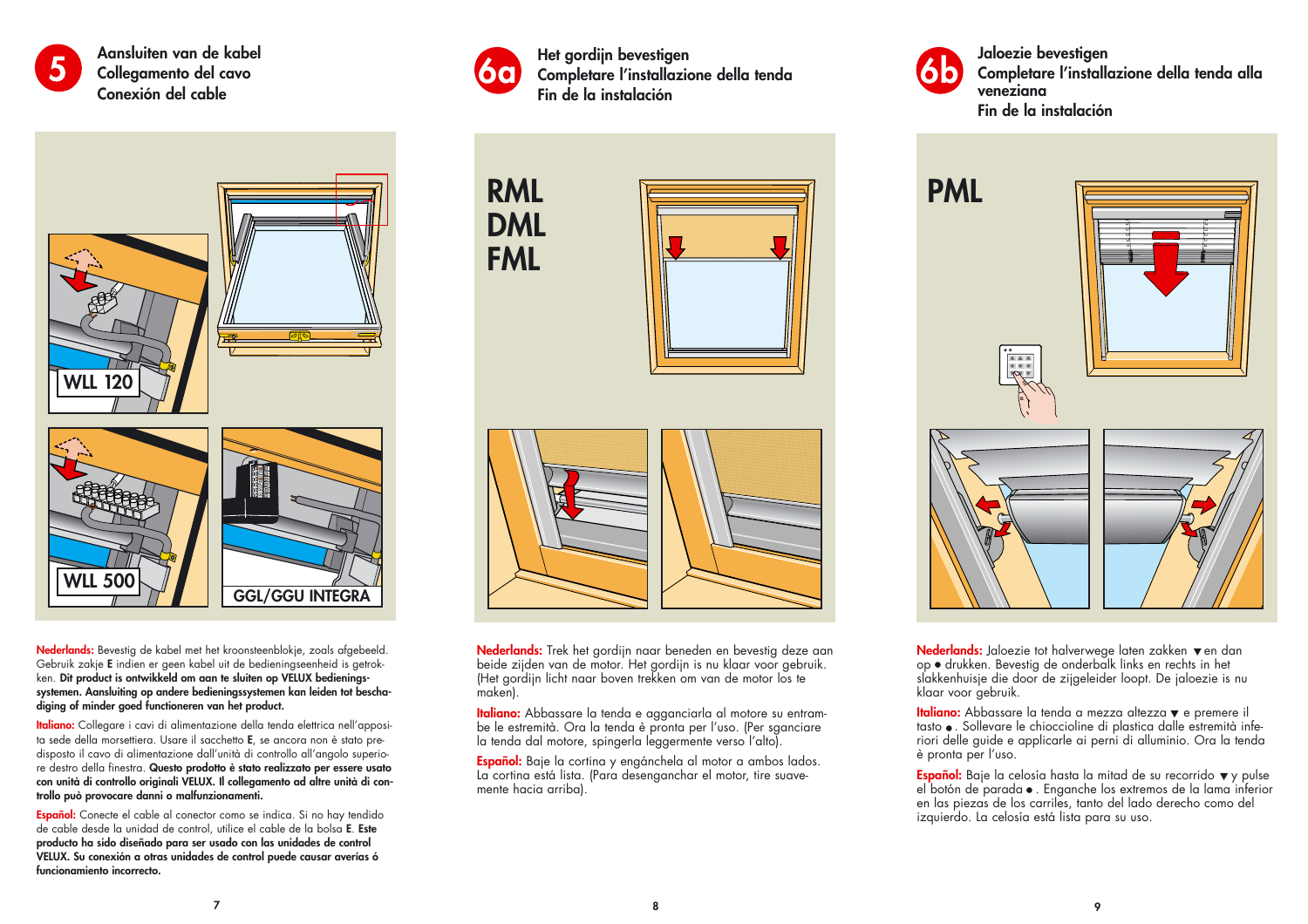## 5

**Aansluiten van de kabel**
**Collegamento del cavo**
**Conexión del cable**

WLL 120

WLL 500

GGL/GGU INTEGRA

**Nederlands:** Bevestig de kabel met het kroonsteenblokje, zoals afgebeeld. Gebruik zakje **E** indien er geen kabel uit de bedieningseenheid is getrokken. **Dit product is ontwikkeld om aan te sluiten op VELUX bedieningssystemen. Aansluiting op andere bedieningssystemen kan leiden tot beschadiging of minder goed functioneren van het product.**

**Italiano:** Collegare i cavi di alimentazione della tenda elettrica nell'apposita sede della morsettiera. Usare il sacchetto **E**, se ancora non è stato predisposto il cavo di alimentazione dall'unità di controllo all'angolo superiore destro della finestra. **Questo prodotto è stato realizzato per essere usato con unità di controllo originali VELUX. Il collegamento ad altre unità di controllo può provocare danni o malfunzionamenti.**

**Español:** Conecte el cable al conector como se indica. Si no hay tendido de cable desde la unidad de control, utilice el cable de la bolsa **E**. **Este producto ha sido diseñado para ser usado con las unidades de control VELUX. Su conexión a otras unidades de control puede causar averías ó funcionamiento incorrecto.**

## 6a

**Het gordijn bevestigen**
**Completare l'installazione della tenda**
**Fin de la instalación**

RML
DML
FML

**Nederlands:** Trek het gordijn naar beneden en bevestig deze aan beide zijden van de motor. Het gordijn is nu klaar voor gebruik. (Het gordijn licht naar boven trekken om van de motor los te maken).

**Italiano:** Abbassare la tenda e agganciarla al motore su entrambe le estremità. Ora la tenda è pronta per l'uso. (Per sganciare la tenda dal motore, spingerla leggermente verso l'alto).

**Español:** Baje la cortina y engánchela al motor a ambos lados. La cortina está lista. (Para desenganchar el motor, tire suavemente hacia arriba).

## 6b

**Jaloezie bevestigen**
**Completare l'installazione della tenda alla veneziana**
**Fin de la instalación**

PML

**Nederlands:** Jaloezie tot halverwege laten zakken ▼ en dan op ● drukken. Bevestig de onderbalk links en rechts in het slakkenhuisje die door de zijgeleider loopt. De jaloezie is nu klaar voor gebruik.

**Italiano:** Abbassare la tenda a mezza altezza ▼ e premere il tasto ●. Sollevare le chioccioline di plastica dalle estremità inferiori delle guide e applicarle ai perni di alluminio. Ora la tenda è pronta per l'uso.

**Español:** Baje la celosía hasta la mitad de su recorrido ▼ y pulse el botón de parada ●. Enganche los extremos de la lama inferior en las piezas de los carriles, tanto del lado derecho como del izquierdo. La celosía está lista para su uso.